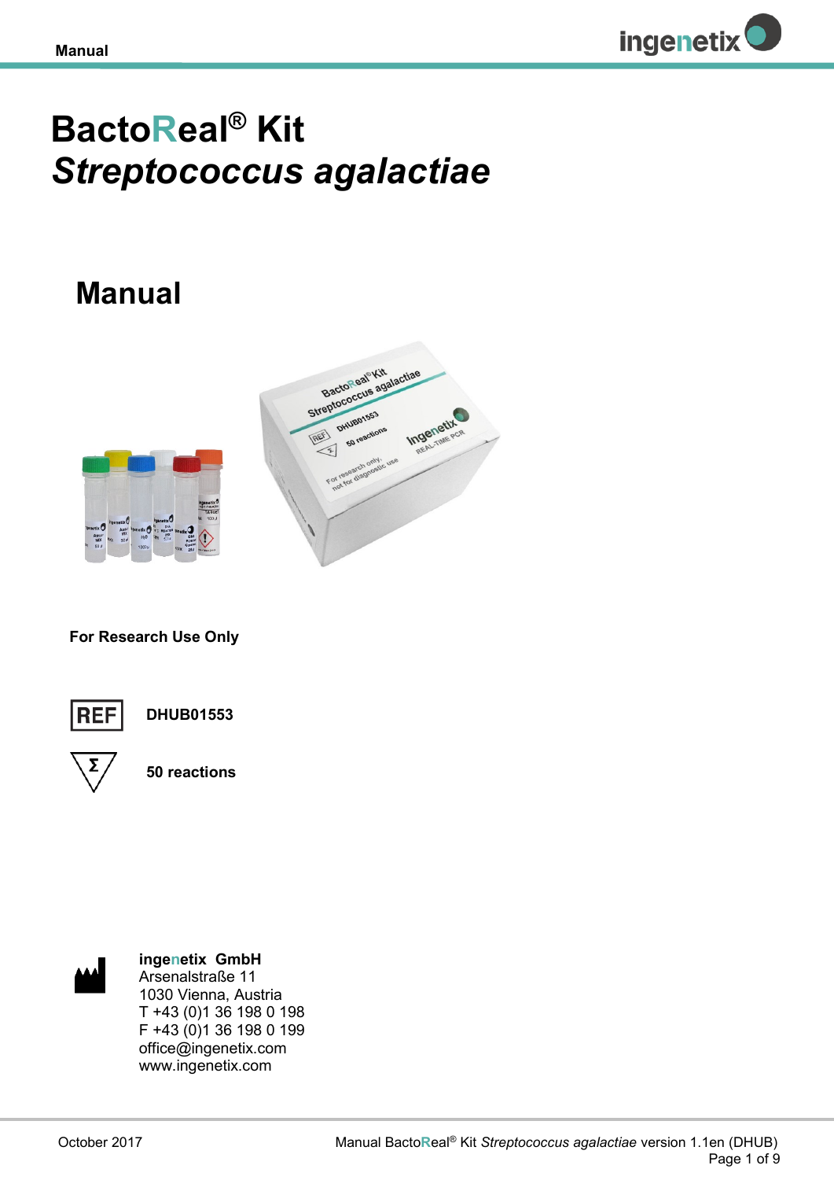# BactoReal® Kit
# *Streptococcus agalactiae*

## Manual

**For Research Use Only**

REF **DHUB01553**

Σ **50 reactions**

**ingenetix GmbH**
Arsenalstraße 11
1030 Vienna, Austria
T +43 (0)1 36 198 0 198
F +43 (0)1 36 198 0 199
office@ingenetix.com
www.ingenetix.com

October 2017

Manual BactoReal® Kit *Streptococcus agalactiae* version 1.1en (DHUB)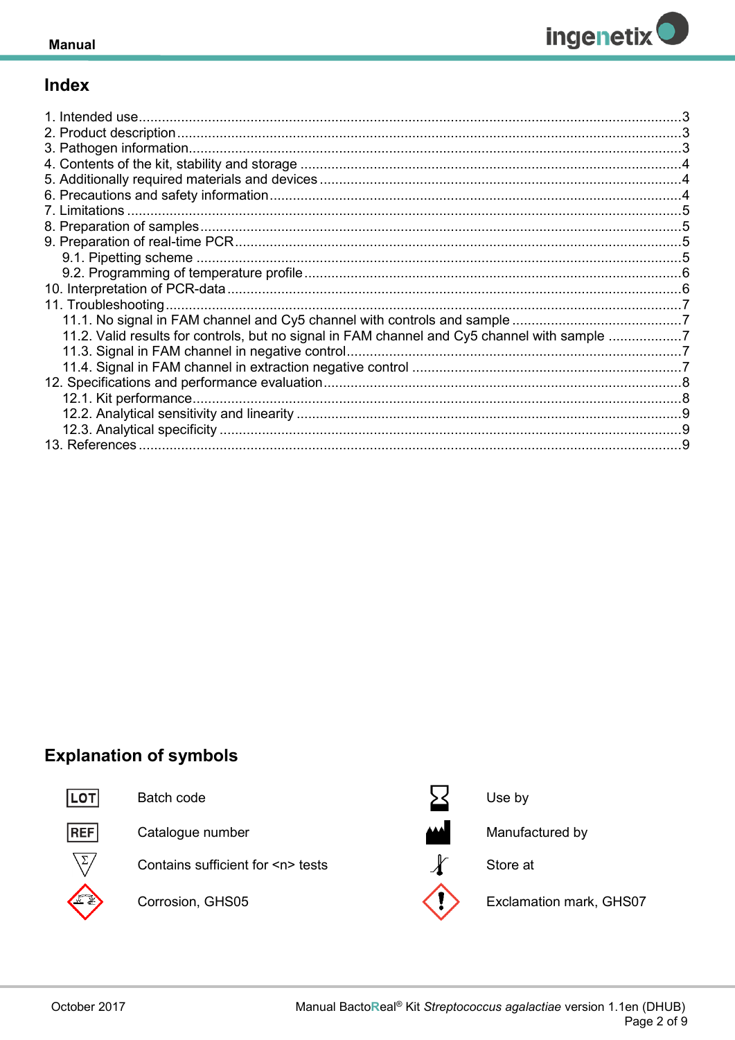## Index

1. Intended use ..... 3
2. Product description ..... 3
3. Pathogen information ..... 3
4. Contents of the kit, stability and storage ..... 4
5. Additionally required materials and devices ..... 4
6. Precautions and safety information ..... 4
7. Limitations ..... 5
8. Preparation of samples ..... 5
9. Preparation of real-time PCR ..... 5
   9.1. Pipetting scheme ..... 5
   9.2. Programming of temperature profile ..... 6
10. Interpretation of PCR-data ..... 6
11. Troubleshooting ..... 7
   11.1. No signal in FAM channel and Cy5 channel with controls and sample ..... 7
   11.2. Valid results for controls, but no signal in FAM channel and Cy5 channel with sample ..... 7
   11.3. Signal in FAM channel in negative control ..... 7
   11.4. Signal in FAM channel in extraction negative control ..... 7
12. Specifications and performance evaluation ..... 8
   12.1. Kit performance ..... 8
   12.2. Analytical sensitivity and linearity ..... 9
   12.3. Analytical specificity ..... 9
13. References ..... 9

## Explanation of symbols

| Symbol | Meaning | Symbol | Meaning |
|---|---|---|---|
| LOT | Batch code | | Use by |
| REF | Catalogue number | | Manufactured by |
| | Contains sufficient for <n> tests | | Store at |
| | Corrosion, GHS05 | | Exclamation mark, GHS07 |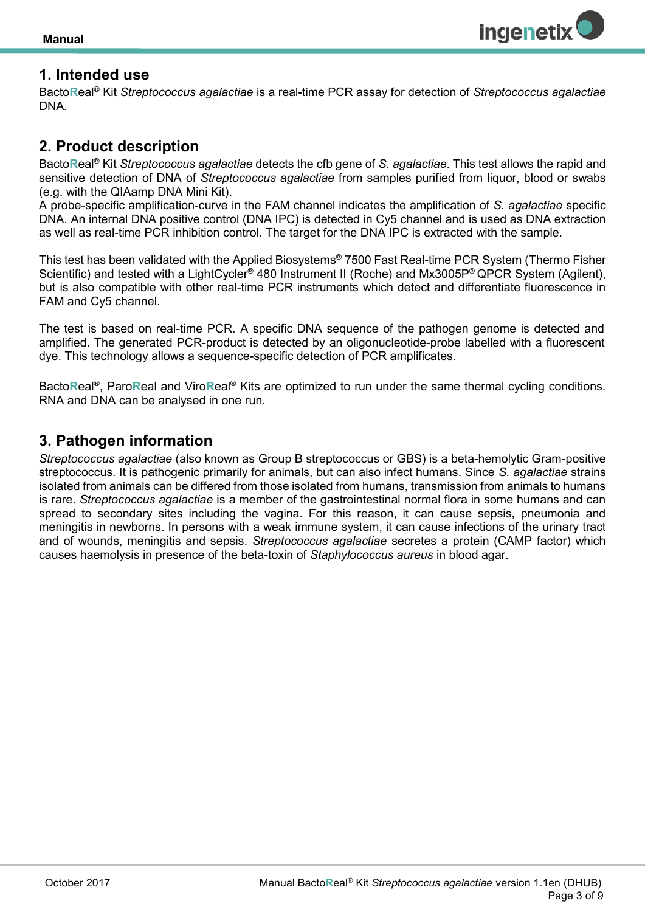## 1. Intended use

BactoReal® Kit *Streptococcus agalactiae* is a real-time PCR assay for detection of *Streptococcus agalactiae* DNA.

## 2. Product description

BactoReal® Kit *Streptococcus agalactiae* detects the cfb gene of *S. agalactiae*. This test allows the rapid and sensitive detection of DNA of *Streptococcus agalactiae* from samples purified from liquor, blood or swabs (e.g. with the QIAamp DNA Mini Kit).
A probe-specific amplification-curve in the FAM channel indicates the amplification of *S. agalactiae* specific DNA. An internal DNA positive control (DNA IPC) is detected in Cy5 channel and is used as DNA extraction as well as real-time PCR inhibition control. The target for the DNA IPC is extracted with the sample.

This test has been validated with the Applied Biosystems® 7500 Fast Real-time PCR System (Thermo Fisher Scientific) and tested with a LightCycler® 480 Instrument II (Roche) and Mx3005P® QPCR System (Agilent), but is also compatible with other real-time PCR instruments which detect and differentiate fluorescence in FAM and Cy5 channel.

The test is based on real-time PCR. A specific DNA sequence of the pathogen genome is detected and amplified. The generated PCR-product is detected by an oligonucleotide-probe labelled with a fluorescent dye. This technology allows a sequence-specific detection of PCR amplificates.

BactoReal®, ParoReal and ViroReal® Kits are optimized to run under the same thermal cycling conditions. RNA and DNA can be analysed in one run.

## 3. Pathogen information

*Streptococcus agalactiae* (also known as Group B streptococcus or GBS) is a beta-hemolytic Gram-positive streptococcus. It is pathogenic primarily for animals, but can also infect humans. Since *S. agalactiae* strains isolated from animals can be differed from those isolated from humans, transmission from animals to humans is rare. *Streptococcus agalactiae* is a member of the gastrointestinal normal flora in some humans and can spread to secondary sites including the vagina. For this reason, it can cause sepsis, pneumonia and meningitis in newborns. In persons with a weak immune system, it can cause infections of the urinary tract and of wounds, meningitis and sepsis. *Streptococcus agalactiae* secretes a protein (CAMP factor) which causes haemolysis in presence of the beta-toxin of *Staphylococcus aureus* in blood agar.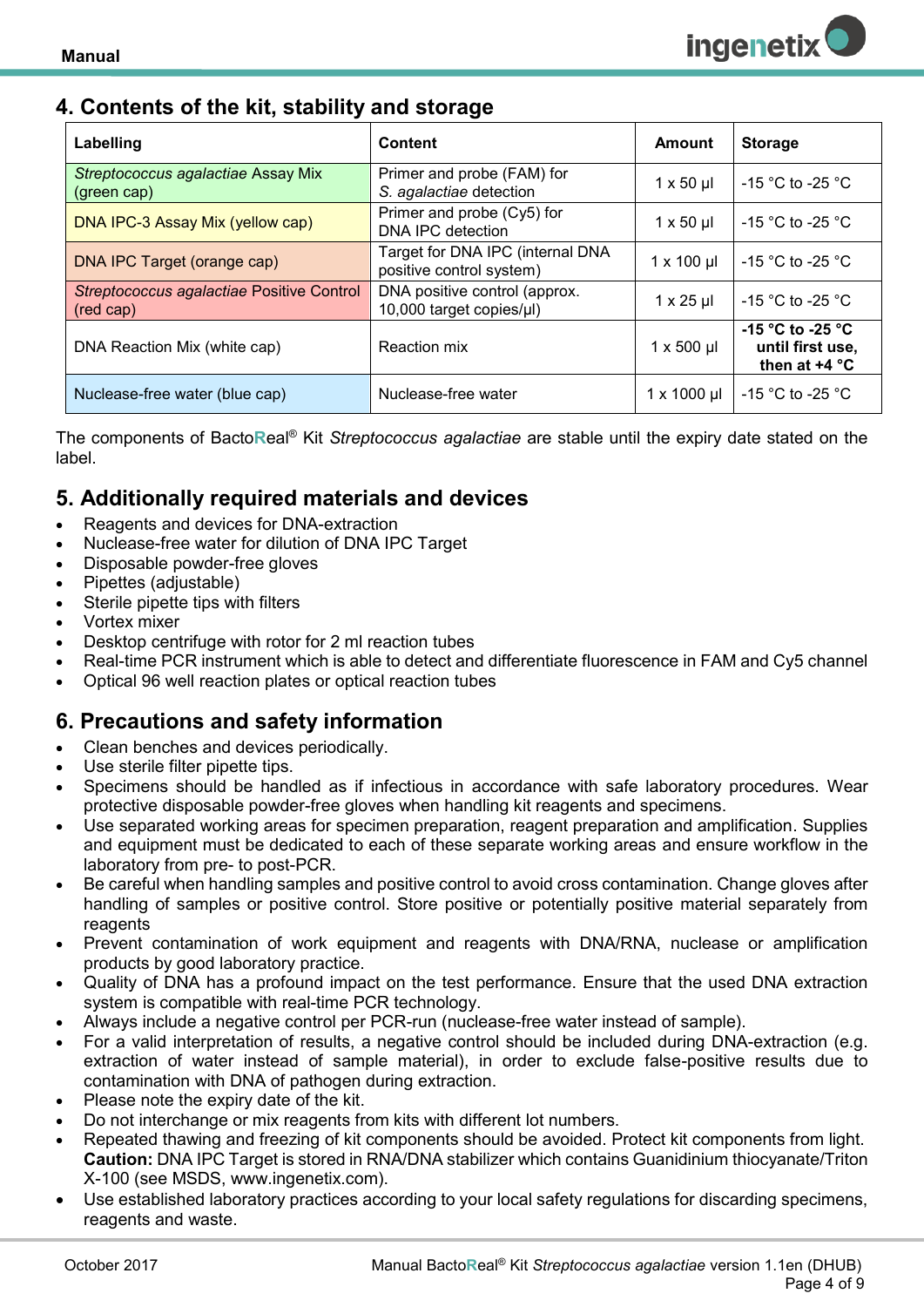## 4. Contents of the kit, stability and storage

| Labelling | Content | Amount | Storage |
|---|---|---|---|
| *Streptococcus agalactiae* Assay Mix (green cap) | Primer and probe (FAM) for *S. agalactiae* detection | 1 x 50 µl | -15 °C to -25 °C |
| DNA IPC-3 Assay Mix (yellow cap) | Primer and probe (Cy5) for DNA IPC detection | 1 x 50 µl | -15 °C to -25 °C |
| DNA IPC Target (orange cap) | Target for DNA IPC (internal DNA positive control system) | 1 x 100 µl | -15 °C to -25 °C |
| *Streptococcus agalactiae* Positive Control (red cap) | DNA positive control (approx. 10,000 target copies/µl) | 1 x 25 µl | -15 °C to -25 °C |
| DNA Reaction Mix (white cap) | Reaction mix | 1 x 500 µl | **-15 °C to -25 °C until first use, then at +4 °C** |
| Nuclease-free water (blue cap) | Nuclease-free water | 1 x 1000 µl | -15 °C to -25 °C |

The components of BactoReal® Kit *Streptococcus agalactiae* are stable until the expiry date stated on the label.

## 5. Additionally required materials and devices

- Reagents and devices for DNA-extraction
- Nuclease-free water for dilution of DNA IPC Target
- Disposable powder-free gloves
- Pipettes (adjustable)
- Sterile pipette tips with filters
- Vortex mixer
- Desktop centrifuge with rotor for 2 ml reaction tubes
- Real-time PCR instrument which is able to detect and differentiate fluorescence in FAM and Cy5 channel
- Optical 96 well reaction plates or optical reaction tubes

## 6. Precautions and safety information

- Clean benches and devices periodically.
- Use sterile filter pipette tips.
- Specimens should be handled as if infectious in accordance with safe laboratory procedures. Wear protective disposable powder-free gloves when handling kit reagents and specimens.
- Use separated working areas for specimen preparation, reagent preparation and amplification. Supplies and equipment must be dedicated to each of these separate working areas and ensure workflow in the laboratory from pre- to post-PCR.
- Be careful when handling samples and positive control to avoid cross contamination. Change gloves after handling of samples or positive control. Store positive or potentially positive material separately from reagents
- Prevent contamination of work equipment and reagents with DNA/RNA, nuclease or amplification products by good laboratory practice.
- Quality of DNA has a profound impact on the test performance. Ensure that the used DNA extraction system is compatible with real-time PCR technology.
- Always include a negative control per PCR-run (nuclease-free water instead of sample).
- For a valid interpretation of results, a negative control should be included during DNA-extraction (e.g. extraction of water instead of sample material), in order to exclude false-positive results due to contamination with DNA of pathogen during extraction.
- Please note the expiry date of the kit.
- Do not interchange or mix reagents from kits with different lot numbers.
- Repeated thawing and freezing of kit components should be avoided. Protect kit components from light. **Caution:** DNA IPC Target is stored in RNA/DNA stabilizer which contains Guanidinium thiocyanate/Triton X-100 (see MSDS, www.ingenetix.com).
- Use established laboratory practices according to your local safety regulations for discarding specimens, reagents and waste.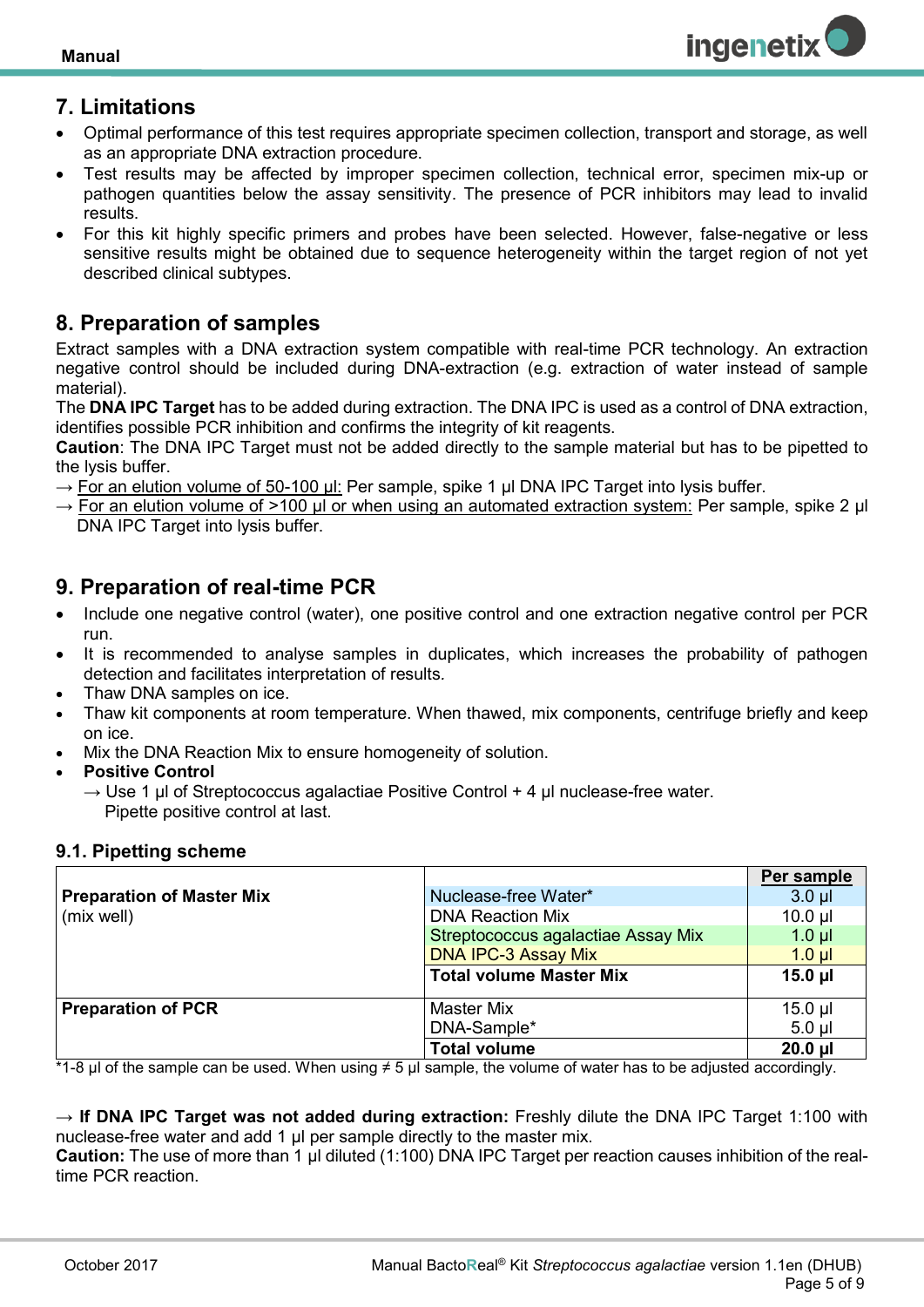## 7. Limitations

- Optimal performance of this test requires appropriate specimen collection, transport and storage, as well as an appropriate DNA extraction procedure.
- Test results may be affected by improper specimen collection, technical error, specimen mix-up or pathogen quantities below the assay sensitivity. The presence of PCR inhibitors may lead to invalid results.
- For this kit highly specific primers and probes have been selected. However, false-negative or less sensitive results might be obtained due to sequence heterogeneity within the target region of not yet described clinical subtypes.

## 8. Preparation of samples

Extract samples with a DNA extraction system compatible with real-time PCR technology. An extraction negative control should be included during DNA-extraction (e.g. extraction of water instead of sample material).

The **DNA IPC Target** has to be added during extraction. The DNA IPC is used as a control of DNA extraction, identifies possible PCR inhibition and confirms the integrity of kit reagents.

**Caution**: The DNA IPC Target must not be added directly to the sample material but has to be pipetted to the lysis buffer.

→ For an elution volume of 50-100 µl: Per sample, spike 1 µl DNA IPC Target into lysis buffer.

→ For an elution volume of >100 µl or when using an automated extraction system: Per sample, spike 2 µl DNA IPC Target into lysis buffer.

## 9. Preparation of real-time PCR

- Include one negative control (water), one positive control and one extraction negative control per PCR run.
- It is recommended to analyse samples in duplicates, which increases the probability of pathogen detection and facilitates interpretation of results.
- Thaw DNA samples on ice.
- Thaw kit components at room temperature. When thawed, mix components, centrifuge briefly and keep on ice.
- Mix the DNA Reaction Mix to ensure homogeneity of solution.
- **Positive Control**
  → Use 1 µl of Streptococcus agalactiae Positive Control + 4 µl nuclease-free water.
  Pipette positive control at last.

### 9.1. Pipetting scheme

| | | Per sample |
|---|---|---|
| **Preparation of Master Mix** (mix well) | Nuclease-free Water* | 3.0 µl |
| | DNA Reaction Mix | 10.0 µl |
| | Streptococcus agalactiae Assay Mix | 1.0 µl |
| | DNA IPC-3 Assay Mix | 1.0 µl |
| | **Total volume Master Mix** | **15.0 µl** |
| **Preparation of PCR** | Master Mix | 15.0 µl |
| | DNA-Sample* | 5.0 µl |
| | **Total volume** | **20.0 µl** |

*1-8 µl of the sample can be used. When using ≠ 5 µl sample, the volume of water has to be adjusted accordingly.

→ **If DNA IPC Target was not added during extraction:** Freshly dilute the DNA IPC Target 1:100 with nuclease-free water and add 1 µl per sample directly to the master mix.

**Caution:** The use of more than 1 µl diluted (1:100) DNA IPC Target per reaction causes inhibition of the real-time PCR reaction.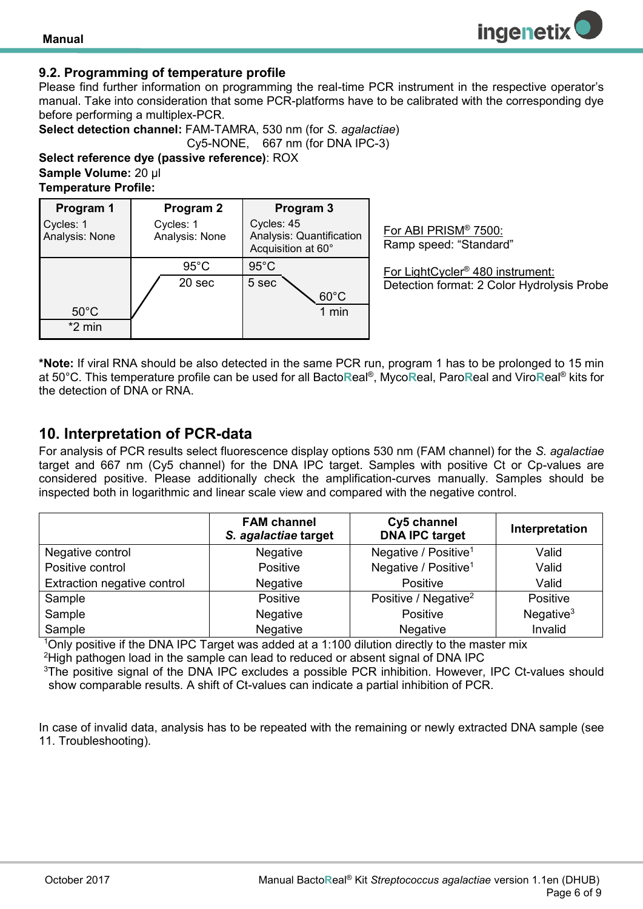## 9.2. Programming of temperature profile

Please find further information on programming the real-time PCR instrument in the respective operator's manual. Take into consideration that some PCR-platforms have to be calibrated with the corresponding dye before performing a multiplex-PCR.

**Select detection channel:** FAM-TAMRA, 530 nm (for *S. agalactiae*)
Cy5-NONE, 667 nm (for DNA IPC-3)

**Select reference dye (passive reference)**: ROX

**Sample Volume:** 20 µl

**Temperature Profile:**

| Program 1 | Program 2 | Program 3 |
|---|---|---|
| Cycles: 1<br>Analysis: None | Cycles: 1<br>Analysis: None | Cycles: 45<br>Analysis: Quantification<br>Acquisition at 60° |
| 50°C<br>*2 min | 95°C<br>20 sec | 95°C<br>5 sec<br>60°C<br>1 min |

For ABI PRISM® 7500:
Ramp speed: "Standard"

For LightCycler® 480 instrument:
Detection format: 2 Color Hydrolysis Probe

***Note:** If viral RNA should be also detected in the same PCR run, program 1 has to be prolonged to 15 min at 50°C. This temperature profile can be used for all BactoReal®, MycoReal, ParoReal and ViroReal® kits for the detection of DNA or RNA.

# 10. Interpretation of PCR-data

For analysis of PCR results select fluorescence display options 530 nm (FAM channel) for the *S. agalactiae* target and 667 nm (Cy5 channel) for the DNA IPC target. Samples with positive Ct or Cp-values are considered positive. Please additionally check the amplification-curves manually. Samples should be inspected both in logarithmic and linear scale view and compared with the negative control.

| | **FAM channel** ***S. agalactiae*** **target** | **Cy5 channel DNA IPC target** | **Interpretation** |
|---|---|---|---|
| Negative control | Negative | Negative / Positive[1] | Valid |
| Positive control | Positive | Negative / Positive[1] | Valid |
| Extraction negative control | Negative | Positive | Valid |
| Sample | Positive | Positive / Negative[2] | Positive |
| Sample | Negative | Positive | Negative[3] |
| Sample | Negative | Negative | Invalid |

[1]Only positive if the DNA IPC Target was added at a 1:100 dilution directly to the master mix
[2]High pathogen load in the sample can lead to reduced or absent signal of DNA IPC
[3]The positive signal of the DNA IPC excludes a possible PCR inhibition. However, IPC Ct-values should show comparable results. A shift of Ct-values can indicate a partial inhibition of PCR.

In case of invalid data, analysis has to be repeated with the remaining or newly extracted DNA sample (see 11. Troubleshooting).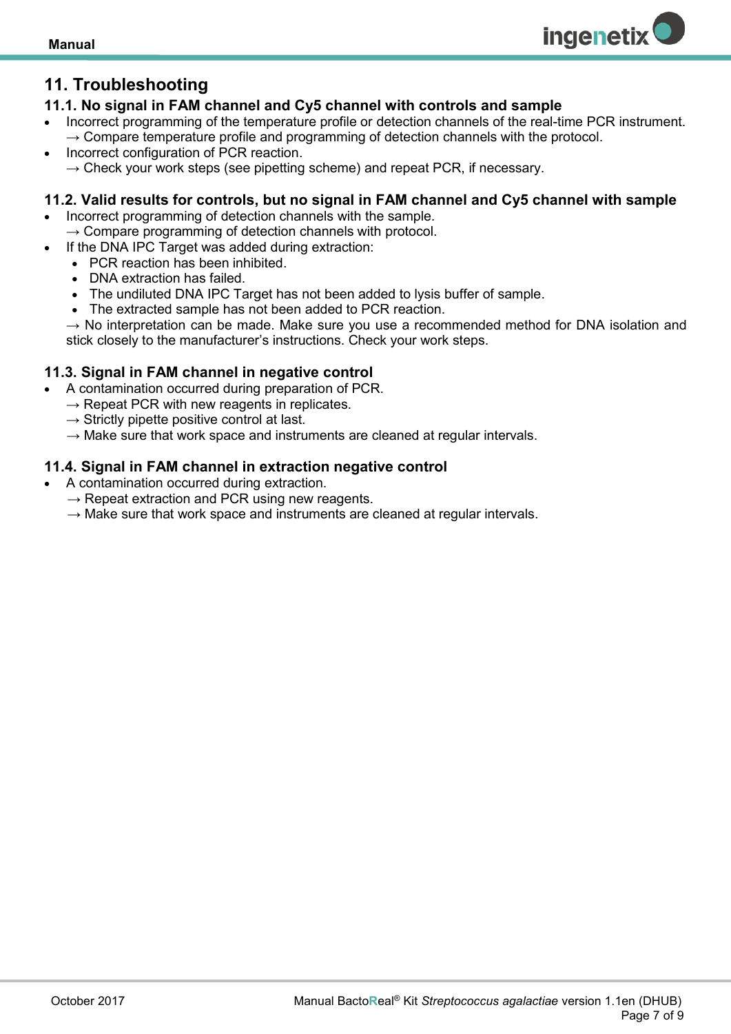# 11. Troubleshooting

## 11.1. No signal in FAM channel and Cy5 channel with controls and sample

- Incorrect programming of the temperature profile or detection channels of the real-time PCR instrument.
  → Compare temperature profile and programming of detection channels with the protocol.
- Incorrect configuration of PCR reaction.
  → Check your work steps (see pipetting scheme) and repeat PCR, if necessary.

## 11.2. Valid results for controls, but no signal in FAM channel and Cy5 channel with sample

- Incorrect programming of detection channels with the sample.
  → Compare programming of detection channels with protocol.
- If the DNA IPC Target was added during extraction:
  - PCR reaction has been inhibited.
  - DNA extraction has failed.
  - The undiluted DNA IPC Target has not been added to lysis buffer of sample.
  - The extracted sample has not been added to PCR reaction.

  → No interpretation can be made. Make sure you use a recommended method for DNA isolation and stick closely to the manufacturer's instructions. Check your work steps.

## 11.3. Signal in FAM channel in negative control

- A contamination occurred during preparation of PCR.
  → Repeat PCR with new reagents in replicates.
  → Strictly pipette positive control at last.
  → Make sure that work space and instruments are cleaned at regular intervals.

## 11.4. Signal in FAM channel in extraction negative control

- A contamination occurred during extraction.
  → Repeat extraction and PCR using new reagents.
  → Make sure that work space and instruments are cleaned at regular intervals.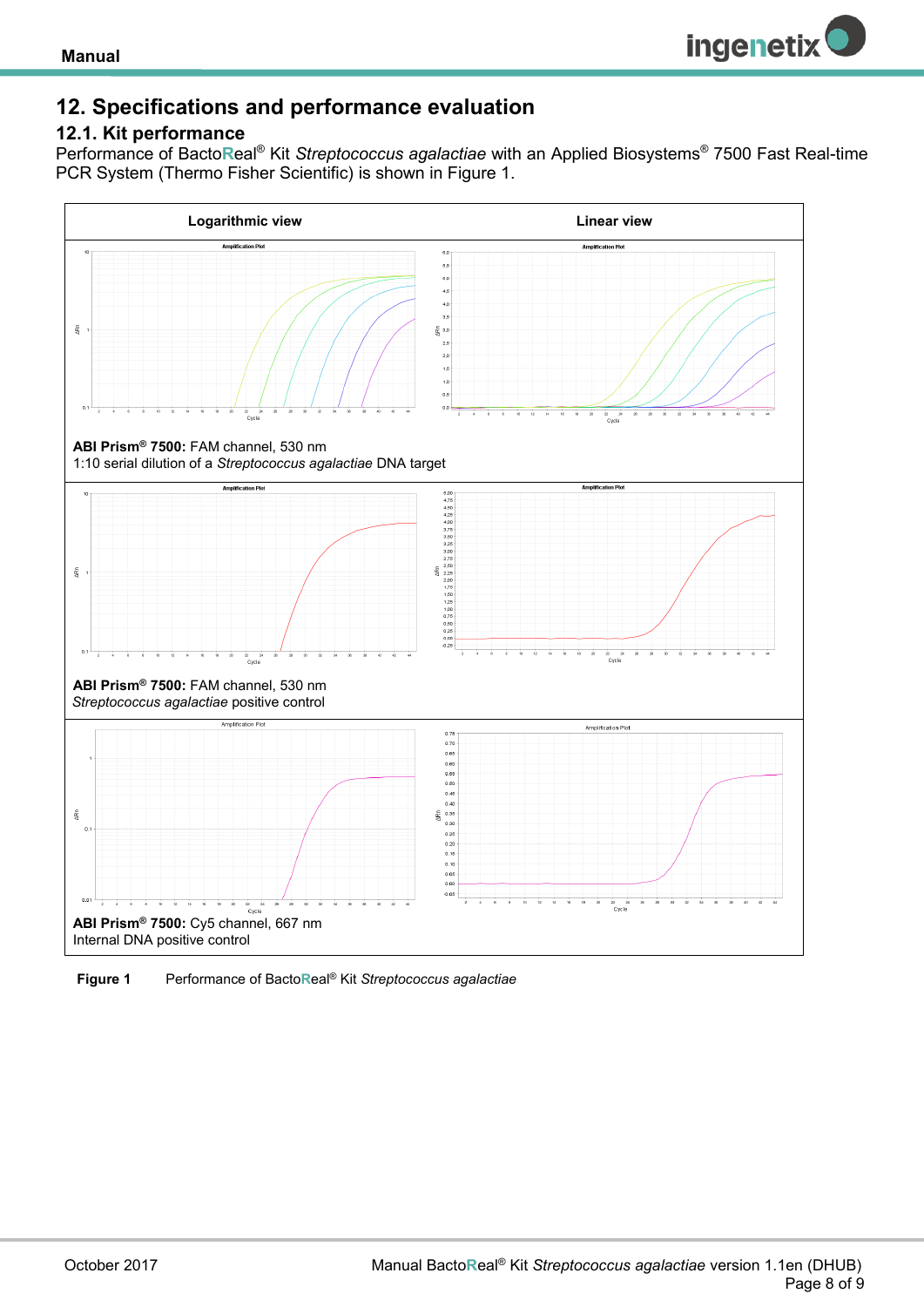# 12. Specifications and performance evaluation

## 12.1. Kit performance

Performance of BactoReal® Kit *Streptococcus agalactiae* with an Applied Biosystems® 7500 Fast Real-time PCR System (Thermo Fisher Scientific) is shown in Figure 1.

| Logarithmic view | Linear view |
|---|---|
| **ABI Prism® 7500:** FAM channel, 530 nm<br>1:10 serial dilution of a *Streptococcus agalactiae* DNA target | |
| **ABI Prism® 7500:** FAM channel, 530 nm<br>*Streptococcus agalactiae* positive control | |
| **ABI Prism® 7500:** Cy5 channel, 667 nm<br>Internal DNA positive control | |

**Figure 1** Performance of BactoReal® Kit *Streptococcus agalactiae*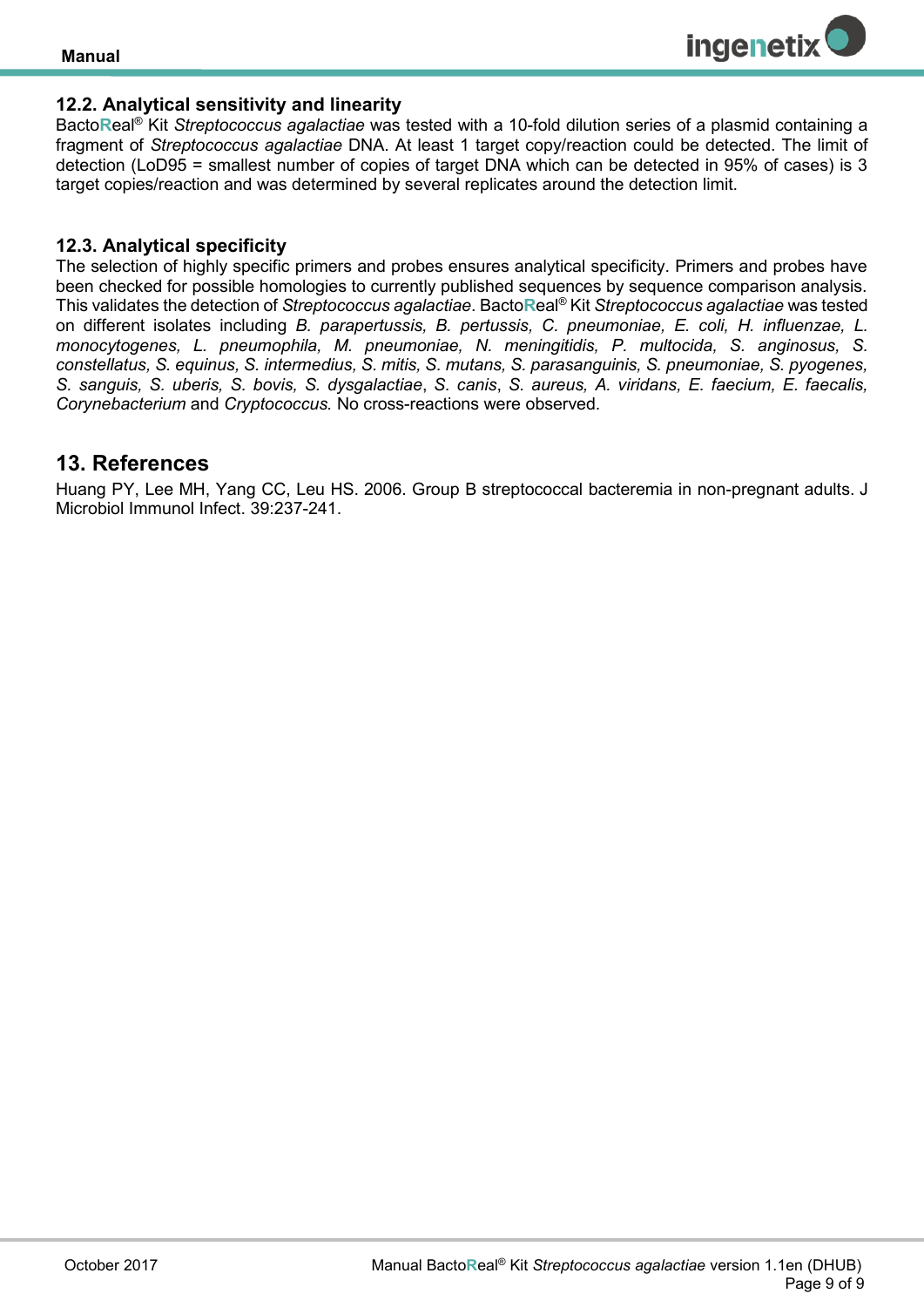## 12.2. Analytical sensitivity and linearity

BactoReal® Kit *Streptococcus agalactiae* was tested with a 10-fold dilution series of a plasmid containing a fragment of *Streptococcus agalactiae* DNA. At least 1 target copy/reaction could be detected. The limit of detection (LoD95 = smallest number of copies of target DNA which can be detected in 95% of cases) is 3 target copies/reaction and was determined by several replicates around the detection limit.

## 12.3. Analytical specificity

The selection of highly specific primers and probes ensures analytical specificity. Primers and probes have been checked for possible homologies to currently published sequences by sequence comparison analysis. This validates the detection of *Streptococcus agalactiae*. BactoReal® Kit *Streptococcus agalactiae* was tested on different isolates including *B. parapertussis, B. pertussis, C. pneumoniae, E. coli, H. influenzae, L. monocytogenes, L. pneumophila, M. pneumoniae, N. meningitidis, P. multocida, S. anginosus, S. constellatus, S. equinus, S. intermedius, S. mitis, S. mutans, S. parasanguinis, S. pneumoniae, S. pyogenes, S. sanguis, S. uberis, S. bovis, S. dysgalactiae*, *S. canis*, *S. aureus, A. viridans, E. faecium, E. faecalis, Corynebacterium* and *Cryptococcus.* No cross-reactions were observed.

# 13. References

Huang PY, Lee MH, Yang CC, Leu HS. 2006. Group B streptococcal bacteremia in non-pregnant adults. J Microbiol Immunol Infect. 39:237-241.